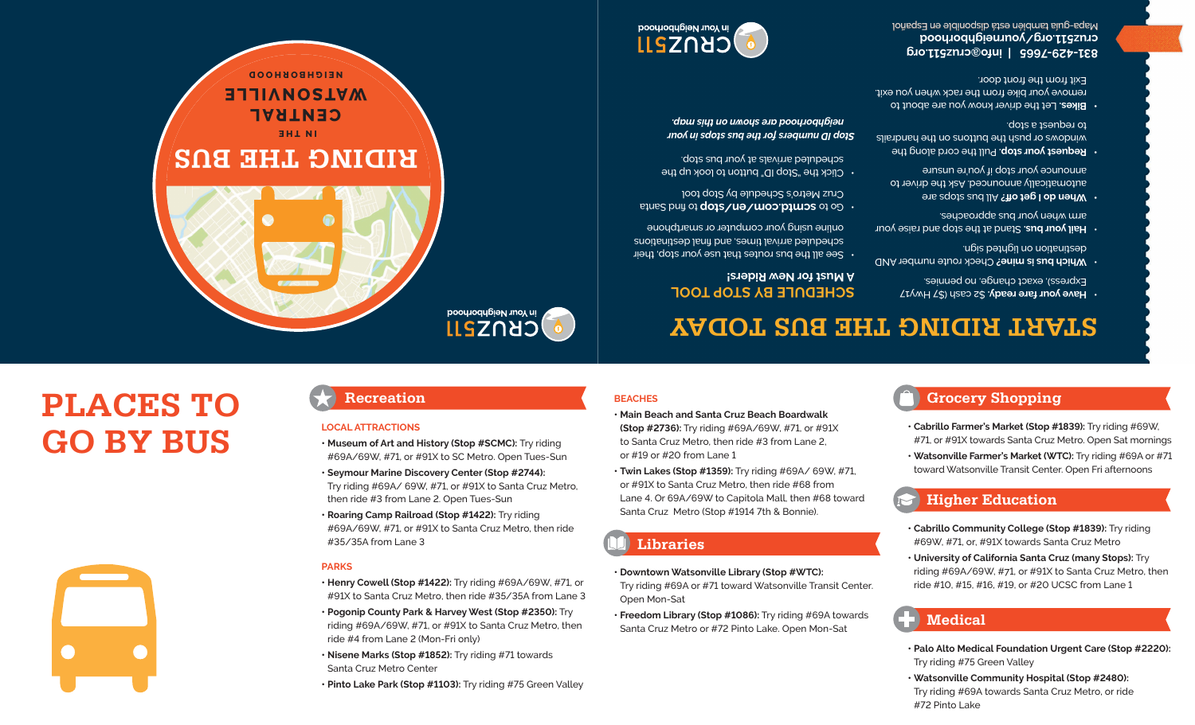# RIDING THE BUS

IN THE

CENTRAL WATSONVILLE

NEIGHBORHOOD

CRUZ511 in Your Neighborhood

## START RIDING THE BUS TODAY

- **Have your fare ready.** $2 cash ($7 Hwy17 Express), exact change, no pennies.
- **Which bus is mine?** Check route number AND destination on lighted sign.
- **Hail your bus.** Stand at the stop and raise your arm when your bus approaches.
- **When do I get off?** All bus stops are automatically announced. Ask the driver to announce your stop if you're unsure.
- **Request your stop.** Pull the cord along the windows or push the buttons on the handrails to request a stop.
- **Bikes.** Let the driver know you are about to remove your bike from the rack when you exit. Exit from the front door.

### SCHEDULE BY STOP TOOL

**A Must for New Riders!**

- See all the bus routes that use your stop, their scheduled arrival times, and final destinations online using your computer or smartphone
- Go to **scmtd.com/en/stop** to find Santa Cruz Metro's Schedule by Stop tool
- Click the "Stop ID" button to look up the scheduled arrivals at your bus stop.

*Stop ID numbers for the bus stops in your neighborhood are shown on this map.*

**831-429-7665 | info@cruz511.org**
**cruz511.org/yourneighborhood**
Mapa-guía también disponible en Español

CRUZ511 in Your Neighborhood

# PLACES TO GO BY BUS

## Recreation

### LOCAL ATTRACTIONS

- **Museum of Art and History (Stop #SCMC):** Try riding #69A/69W, #71, or #91X to SC Metro. Open Tues-Sun
- **Seymour Marine Discovery Center (Stop #2744):** Try riding #69A/ 69W, #71, or #91X to Santa Cruz Metro, then ride #3 from Lane 2. Open Tues-Sun
- **Roaring Camp Railroad (Stop #1422):** Try riding #69A/69W, #71, or #91X to Santa Cruz Metro, then ride #35/35A from Lane 3

### PARKS

- **Henry Cowell (Stop #1422):** Try riding #69A/69W, #71, or #91X to Santa Cruz Metro, then ride #35/35A from Lane 3
- **Pogonip County Park & Harvey West (Stop #2350):** Try riding #69A/69W, #71, or #91X to Santa Cruz Metro, then ride #4 from Lane 2 (Mon-Fri only)
- **Nisene Marks (Stop #1852):** Try riding #71 towards Santa Cruz Metro Center
- **Pinto Lake Park (Stop #1103):** Try riding #75 Green Valley

### BEACHES

- **Main Beach and Santa Cruz Beach Boardwalk (Stop #2736):** Try riding #69A/69W, #71, or #91X to Santa Cruz Metro, then ride #3 from Lane 2, or #19 or #20 from Lane 1
- **Twin Lakes (Stop #1359):** Try riding #69A/ 69W, #71, or #91X to Santa Cruz Metro, then ride #68 from Lane 4. Or 69A/69W to Capitola Mall, then #68 toward Santa Cruz Metro (Stop #1914 7th & Bonnie).

## Libraries

- **Downtown Watsonville Library (Stop #WTC):** Try riding #69A or #71 toward Watsonville Transit Center. Open Mon-Sat
- **Freedom Library (Stop #1086):** Try riding #69A towards Santa Cruz Metro or #72 Pinto Lake. Open Mon-Sat

## Grocery Shopping

- **Cabrillo Farmer's Market (Stop #1839):** Try riding #69W, #71, or #91X towards Santa Cruz Metro. Open Sat mornings
- **Watsonville Farmer's Market (WTC):** Try riding #69A or #71 toward Watsonville Transit Center. Open Fri afternoons

## Higher Education

- **Cabrillo Community College (Stop #1839):** Try riding #69W, #71, or, #91X towards Santa Cruz Metro
- **University of California Santa Cruz (many Stops):** Try riding #69A/69W, #71, or #91X to Santa Cruz Metro, then ride #10, #15, #16, #19, or #20 UCSC from Lane 1

## Medical

- **Palo Alto Medical Foundation Urgent Care (Stop #2220):** Try riding #75 Green Valley
- **Watsonville Community Hospital (Stop #2480):** Try riding #69A towards Santa Cruz Metro, or ride #72 Pinto Lake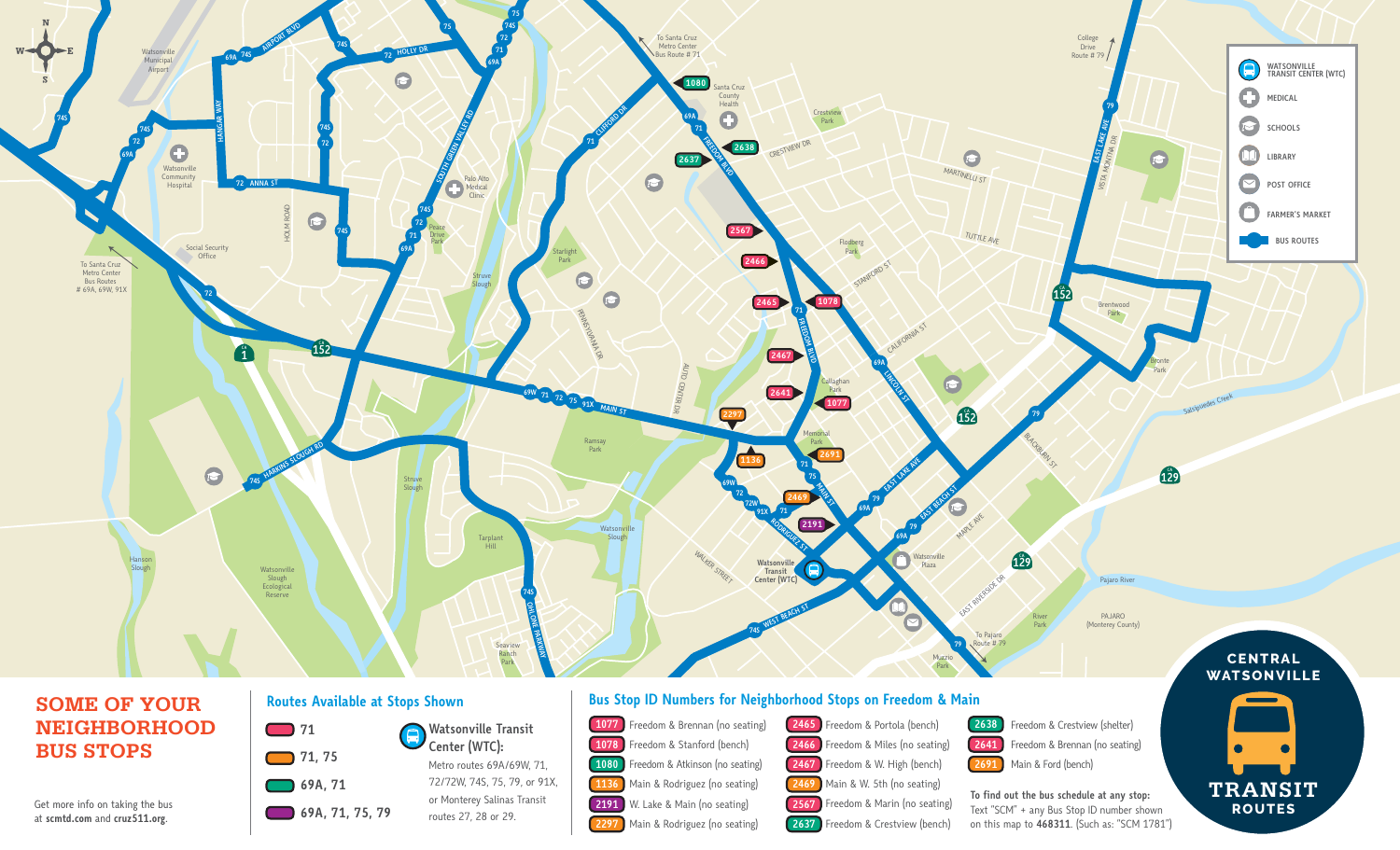# SOME OF YOUR NEIGHBORHOOD BUS STOPS

Get more info on taking the bus at **scmtd.com** and **cruz511.org**.

## Routes Available at Stops Shown

- 71
- 71, 75
- 69A, 71
- 69A, 71, 75, 79

**Watsonville Transit Center (WTC):**
Metro routes 69A/69W, 71, 72/72W, 74S, 75, 79, or 91X, or Monterey Salinas Transit routes 27, 28 or 29.

## Bus Stop ID Numbers for Neighborhood Stops on Freedom & Main

- 1077 Freedom & Brennan (no seating)
- 1078 Freedom & Stanford (bench)
- 1080 Freedom & Atkinson (no seating)
- 1136 Main & Rodriguez (no seating)
- 2191 W. Lake & Main (no seating)
- 2297 Main & Rodriguez (no seating)
- 2465 Freedom & Portola (bench)
- 2466 Freedom & Miles (no seating)
- 2467 Freedom & W. High (bench)
- 2469 Main & W. 5th (no seating)
- 2567 Freedom & Marin (no seating)
- 2637 Freedom & Crestview (bench)
- 2638 Freedom & Crestview (shelter)
- 2641 Freedom & Brennan (no seating)
- 2691 Main & Ford (bench)

**To find out the bus schedule at any stop:**
Text "SCM" + any Bus Stop ID number shown on this map to **468311**. (Such as: "SCM 1781")

**CENTRAL WATSONVILLE TRANSIT ROUTES**